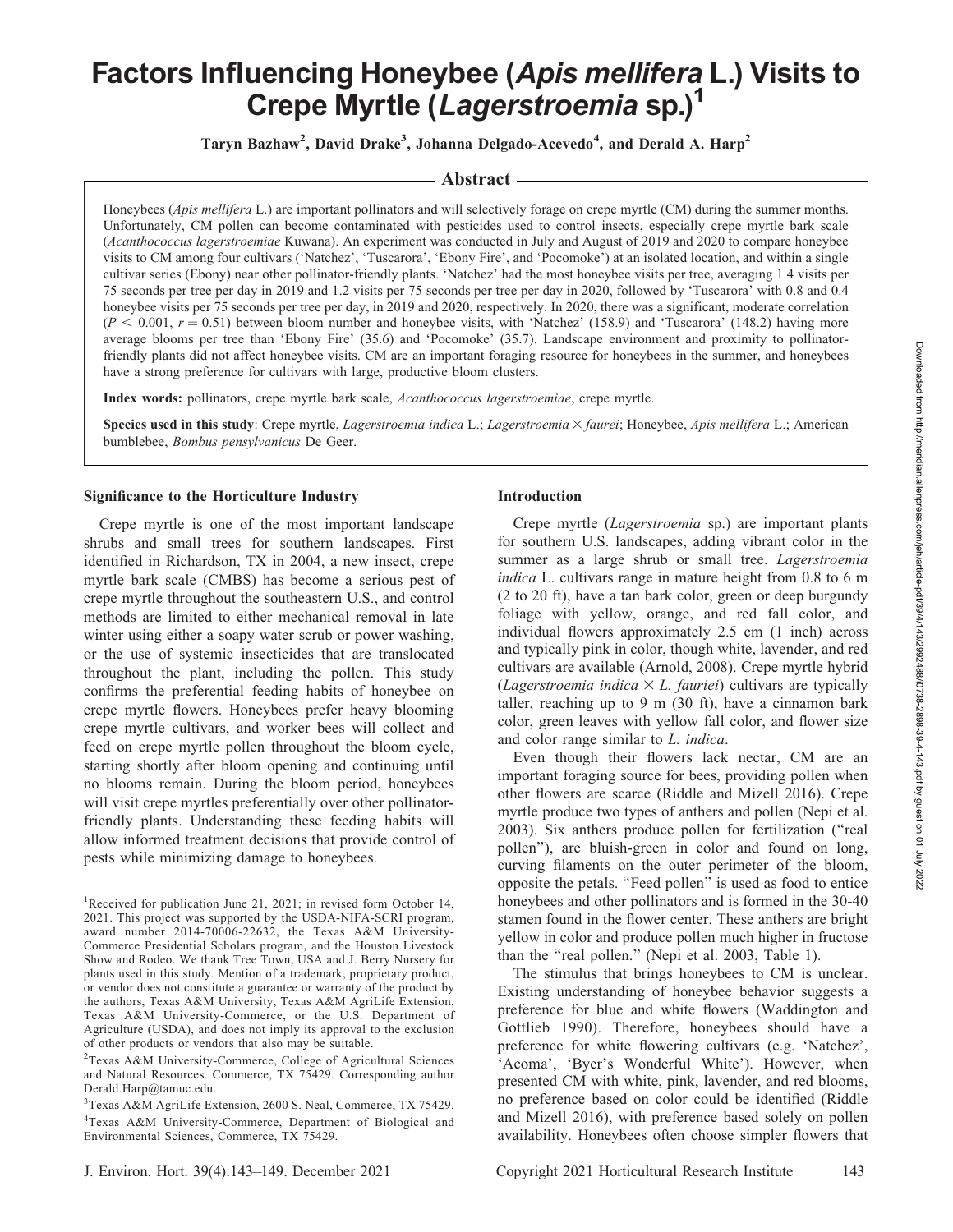# Factors Influencing Honeybee (*Apis mellifera* L.) Visits to Crepe Myrtle (*Lagerstroemia* sp.)[1]

**Taryn Bazhaw[2], David Drake[3], Johanna Delgado-Acevedo[4], and Derald A. Harp[2]**

## Abstract

Honeybees (*Apis mellifera* L.) are important pollinators and will selectively forage on crepe myrtle (CM) during the summer months. Unfortunately, CM pollen can become contaminated with pesticides used to control insects, especially crepe myrtle bark scale (*Acanthococcus lagerstroemiae* Kuwana). An experiment was conducted in July and August of 2019 and 2020 to compare honeybee visits to CM among four cultivars ('Natchez', 'Tuscarora', 'Ebony Fire', and 'Pocomoke') at an isolated location, and within a single cultivar series (Ebony) near other pollinator-friendly plants. 'Natchez' had the most honeybee visits per tree, averaging 1.4 visits per 75 seconds per tree per day in 2019 and 1.2 visits per 75 seconds per tree per day in 2020, followed by 'Tuscarora' with 0.8 and 0.4 honeybee visits per 75 seconds per tree per day, in 2019 and 2020, respectively. In 2020, there was a significant, moderate correlation ($P < 0.001$, $r = 0.51$) between bloom number and honeybee visits, with 'Natchez' (158.9) and 'Tuscarora' (148.2) having more average blooms per tree than 'Ebony Fire' (35.6) and 'Pocomoke' (35.7). Landscape environment and proximity to pollinator-friendly plants did not affect honeybee visits. CM are an important foraging resource for honeybees in the summer, and honeybees have a strong preference for cultivars with large, productive bloom clusters.

**Index words:** pollinators, crepe myrtle bark scale, *Acanthococcus lagerstroemiae*, crepe myrtle.

**Species used in this study**: Crepe myrtle, *Lagerstroemia indica* L.; *Lagerstroemia* × *faurei*; Honeybee, *Apis mellifera* L.; American bumblebee, *Bombus pensylvanicus* De Geer.

### Significance to the Horticulture Industry

Crepe myrtle is one of the most important landscape shrubs and small trees for southern landscapes. First identified in Richardson, TX in 2004, a new insect, crepe myrtle bark scale (CMBS) has become a serious pest of crepe myrtle throughout the southeastern U.S., and control methods are limited to either mechanical removal in late winter using either a soapy water scrub or power washing, or the use of systemic insecticides that are translocated throughout the plant, including the pollen. This study confirms the preferential feeding habits of honeybee on crepe myrtle flowers. Honeybees prefer heavy blooming crepe myrtle cultivars, and worker bees will collect and feed on crepe myrtle pollen throughout the bloom cycle, starting shortly after bloom opening and continuing until no blooms remain. During the bloom period, honeybees will visit crepe myrtles preferentially over other pollinator-friendly plants. Understanding these feeding habits will allow informed treatment decisions that provide control of pests while minimizing damage to honeybees.

[1]Received for publication June 21, 2021; in revised form October 14, 2021. This project was supported by the USDA-NIFA-SCRI program, award number 2014-70006-22632, the Texas A&M University-Commerce Presidential Scholars program, and the Houston Livestock Show and Rodeo. We thank Tree Town, USA and J. Berry Nursery for plants used in this study. Mention of a trademark, proprietary product, or vendor does not constitute a guarantee or warranty of the product by the authors, Texas A&M University, Texas A&M AgriLife Extension, Texas A&M University-Commerce, or the U.S. Department of Agriculture (USDA), and does not imply its approval to the exclusion of other products or vendors that also may be suitable.

[2]Texas A&M University-Commerce, College of Agricultural Sciences and Natural Resources. Commerce, TX 75429. Corresponding author Derald.Harp@tamuc.edu.

[3]Texas A&M AgriLife Extension, 2600 S. Neal, Commerce, TX 75429.

[4]Texas A&M University-Commerce, Department of Biological and Environmental Sciences, Commerce, TX 75429.

### Introduction

Crepe myrtle (*Lagerstroemia* sp.) are important plants for southern U.S. landscapes, adding vibrant color in the summer as a large shrub or small tree. *Lagerstroemia indica* L. cultivars range in mature height from 0.8 to 6 m (2 to 20 ft), have a tan bark color, green or deep burgundy foliage with yellow, orange, and red fall color, and individual flowers approximately 2.5 cm (1 inch) across and typically pink in color, though white, lavender, and red cultivars are available (Arnold, 2008). Crepe myrtle hybrid (*Lagerstroemia indica* × *L. fauriei*) cultivars are typically taller, reaching up to 9 m (30 ft), have a cinnamon bark color, green leaves with yellow fall color, and flower size and color range similar to *L. indica*.

Even though their flowers lack nectar, CM are an important foraging source for bees, providing pollen when other flowers are scarce (Riddle and Mizell 2016). Crepe myrtle produce two types of anthers and pollen (Nepi et al. 2003). Six anthers produce pollen for fertilization ("real pollen"), are bluish-green in color and found on long, curving filaments on the outer perimeter of the bloom, opposite the petals. "Feed pollen" is used as food to entice honeybees and other pollinators and is formed in the 30-40 stamen found in the flower center. These anthers are bright yellow in color and produce pollen much higher in fructose than the "real pollen." (Nepi et al. 2003, Table 1).

The stimulus that brings honeybees to CM is unclear. Existing understanding of honeybee behavior suggests a preference for blue and white flowers (Waddington and Gottlieb 1990). Therefore, honeybees should have a preference for white flowering cultivars (e.g. 'Natchez', 'Acoma', 'Byer's Wonderful White'). However, when presented CM with white, pink, lavender, and red blooms, no preference based on color could be identified (Riddle and Mizell 2016), with preference based solely on pollen availability. Honeybees often choose simpler flowers that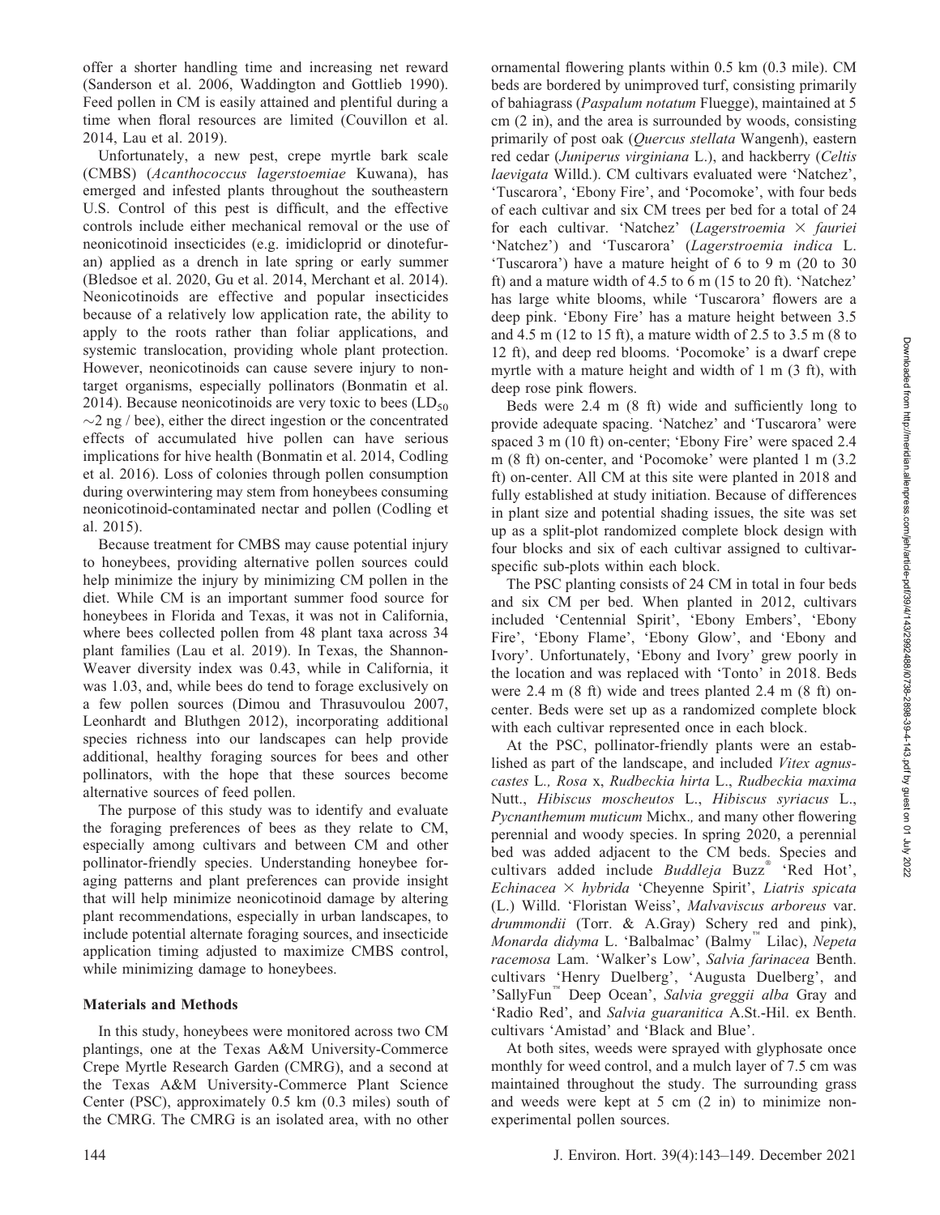offer a shorter handling time and increasing net reward (Sanderson et al. 2006, Waddington and Gottlieb 1990). Feed pollen in CM is easily attained and plentiful during a time when floral resources are limited (Couvillon et al. 2014, Lau et al. 2019).

Unfortunately, a new pest, crepe myrtle bark scale (CMBS) (*Acanthococcus lagerstoemiae* Kuwana), has emerged and infested plants throughout the southeastern U.S. Control of this pest is difficult, and the effective controls include either mechanical removal or the use of neonicotinoid insecticides (e.g. imidicloprid or dinotefuran) applied as a drench in late spring or early summer (Bledsoe et al. 2020, Gu et al. 2014, Merchant et al. 2014). Neonicotinoids are effective and popular insecticides because of a relatively low application rate, the ability to apply to the roots rather than foliar applications, and systemic translocation, providing whole plant protection. However, neonicotinoids can cause severe injury to nontarget organisms, especially pollinators (Bonmatin et al. 2014). Because neonicotinoids are very toxic to bees ($LD_{50}$ $\sim$2 ng / bee), either the direct ingestion or the concentrated effects of accumulated hive pollen can have serious implications for hive health (Bonmatin et al. 2014, Codling et al. 2016). Loss of colonies through pollen consumption during overwintering may stem from honeybees consuming neonicotinoid-contaminated nectar and pollen (Codling et al. 2015).

Because treatment for CMBS may cause potential injury to honeybees, providing alternative pollen sources could help minimize the injury by minimizing CM pollen in the diet. While CM is an important summer food source for honeybees in Florida and Texas, it was not in California, where bees collected pollen from 48 plant taxa across 34 plant families (Lau et al. 2019). In Texas, the Shannon-Weaver diversity index was 0.43, while in California, it was 1.03, and, while bees do tend to forage exclusively on a few pollen sources (Dimou and Thrasuvoulou 2007, Leonhardt and Bluthgen 2012), incorporating additional species richness into our landscapes can help provide additional, healthy foraging sources for bees and other pollinators, with the hope that these sources become alternative sources of feed pollen.

The purpose of this study was to identify and evaluate the foraging preferences of bees as they relate to CM, especially among cultivars and between CM and other pollinator-friendly species. Understanding honeybee foraging patterns and plant preferences can provide insight that will help minimize neonicotinoid damage by altering plant recommendations, especially in urban landscapes, to include potential alternate foraging sources, and insecticide application timing adjusted to maximize CMBS control, while minimizing damage to honeybees.

## Materials and Methods

In this study, honeybees were monitored across two CM plantings, one at the Texas A&M University-Commerce Crepe Myrtle Research Garden (CMRG), and a second at the Texas A&M University-Commerce Plant Science Center (PSC), approximately 0.5 km (0.3 miles) south of the CMRG. The CMRG is an isolated area, with no other ornamental flowering plants within 0.5 km (0.3 mile). CM beds are bordered by unimproved turf, consisting primarily of bahiagrass (*Paspalum notatum* Fluegge), maintained at 5 cm (2 in), and the area is surrounded by woods, consisting primarily of post oak (*Quercus stellata* Wangenh), eastern red cedar (*Juniperus virginiana* L.), and hackberry (*Celtis laevigata* Willd.). CM cultivars evaluated were 'Natchez', 'Tuscarora', 'Ebony Fire', and 'Pocomoke', with four beds of each cultivar and six CM trees per bed for a total of 24 for each cultivar. 'Natchez' (*Lagerstroemia* × *fauriei* 'Natchez') and 'Tuscarora' (*Lagerstroemia indica* L. 'Tuscarora') have a mature height of 6 to 9 m (20 to 30 ft) and a mature width of 4.5 to 6 m (15 to 20 ft). 'Natchez' has large white blooms, while 'Tuscarora' flowers are a deep pink. 'Ebony Fire' has a mature height between 3.5 and 4.5 m (12 to 15 ft), a mature width of 2.5 to 3.5 m (8 to 12 ft), and deep red blooms. 'Pocomoke' is a dwarf crepe myrtle with a mature height and width of 1 m (3 ft), with deep rose pink flowers.

Beds were 2.4 m (8 ft) wide and sufficiently long to provide adequate spacing. 'Natchez' and 'Tuscarora' were spaced 3 m (10 ft) on-center; 'Ebony Fire' were spaced 2.4 m (8 ft) on-center, and 'Pocomoke' were planted 1 m (3.2 ft) on-center. All CM at this site were planted in 2018 and fully established at study initiation. Because of differences in plant size and potential shading issues, the site was set up as a split-plot randomized complete block design with four blocks and six of each cultivar assigned to cultivar-specific sub-plots within each block.

The PSC planting consists of 24 CM in total in four beds and six CM per bed. When planted in 2012, cultivars included 'Centennial Spirit', 'Ebony Embers', 'Ebony Fire', 'Ebony Flame', 'Ebony Glow', and 'Ebony and Ivory'. Unfortunately, 'Ebony and Ivory' grew poorly in the location and was replaced with 'Tonto' in 2018. Beds were 2.4 m (8 ft) wide and trees planted 2.4 m (8 ft) on-center. Beds were set up as a randomized complete block with each cultivar represented once in each block.

At the PSC, pollinator-friendly plants were an established as part of the landscape, and included *Vitex agnus-castes* L., *Rosa* x, *Rudbeckia hirta* L., *Rudbeckia maxima* Nutt., *Hibiscus moscheutos* L., *Hibiscus syriacus* L., *Pycnanthemum muticum* Michx., and many other flowering perennial and woody species. In spring 2020, a perennial bed was added adjacent to the CM beds. Species and cultivars added include *Buddleja* Buzz® 'Red Hot', *Echinacea* × *hybrida* 'Cheyenne Spirit', *Liatris spicata* (L.) Willd. 'Floristan Weiss', *Malvaviscus arboreus* var. *drummondii* (Torr. & A.Gray) Schery red and pink), *Monarda didyma* L. 'Balbalmac' (Balmy™ Lilac), *Nepeta racemosa* Lam. 'Walker's Low', *Salvia farinacea* Benth. cultivars 'Henry Duelberg', 'Augusta Duelberg', and 'SallyFun™ Deep Ocean', *Salvia greggii alba* Gray and 'Radio Red', and *Salvia guaranitica* A.St.-Hil. ex Benth. cultivars 'Amistad' and 'Black and Blue'.

At both sites, weeds were sprayed with glyphosate once monthly for weed control, and a mulch layer of 7.5 cm was maintained throughout the study. The surrounding grass and weeds were kept at 5 cm (2 in) to minimize non-experimental pollen sources.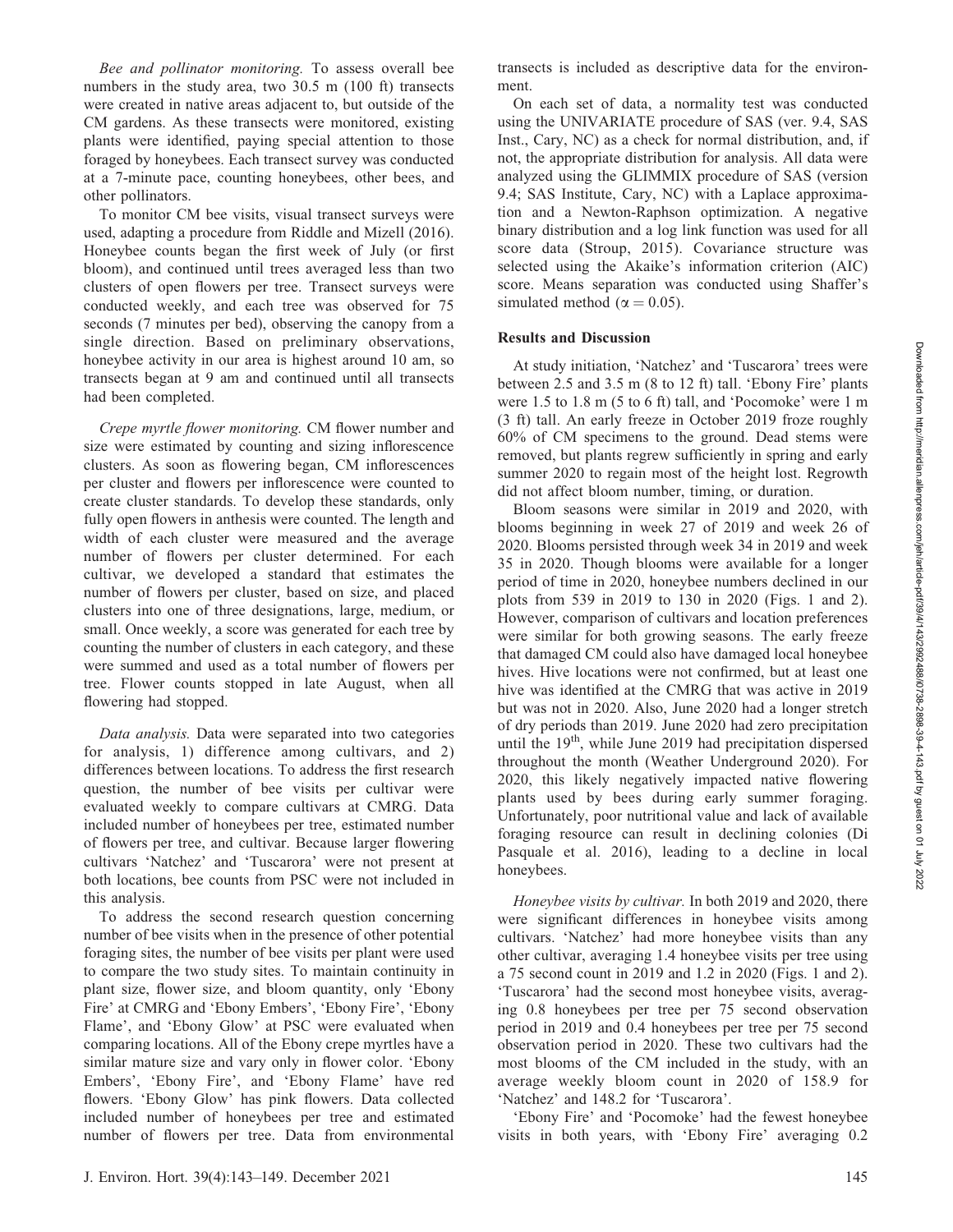*Bee and pollinator monitoring.* To assess overall bee numbers in the study area, two 30.5 m (100 ft) transects were created in native areas adjacent to, but outside of the CM gardens. As these transects were monitored, existing plants were identified, paying special attention to those foraged by honeybees. Each transect survey was conducted at a 7-minute pace, counting honeybees, other bees, and other pollinators.

To monitor CM bee visits, visual transect surveys were used, adapting a procedure from Riddle and Mizell (2016). Honeybee counts began the first week of July (or first bloom), and continued until trees averaged less than two clusters of open flowers per tree. Transect surveys were conducted weekly, and each tree was observed for 75 seconds (7 minutes per bed), observing the canopy from a single direction. Based on preliminary observations, honeybee activity in our area is highest around 10 am, so transects began at 9 am and continued until all transects had been completed.

*Crepe myrtle flower monitoring.* CM flower number and size were estimated by counting and sizing inflorescence clusters. As soon as flowering began, CM inflorescences per cluster and flowers per inflorescence were counted to create cluster standards. To develop these standards, only fully open flowers in anthesis were counted. The length and width of each cluster were measured and the average number of flowers per cluster determined. For each cultivar, we developed a standard that estimates the number of flowers per cluster, based on size, and placed clusters into one of three designations, large, medium, or small. Once weekly, a score was generated for each tree by counting the number of clusters in each category, and these were summed and used as a total number of flowers per tree. Flower counts stopped in late August, when all flowering had stopped.

*Data analysis.* Data were separated into two categories for analysis, 1) difference among cultivars, and 2) differences between locations. To address the first research question, the number of bee visits per cultivar were evaluated weekly to compare cultivars at CMRG. Data included number of honeybees per tree, estimated number of flowers per tree, and cultivar. Because larger flowering cultivars 'Natchez' and 'Tuscarora' were not present at both locations, bee counts from PSC were not included in this analysis.

To address the second research question concerning number of bee visits when in the presence of other potential foraging sites, the number of bee visits per plant were used to compare the two study sites. To maintain continuity in plant size, flower size, and bloom quantity, only 'Ebony Fire' at CMRG and 'Ebony Embers', 'Ebony Fire', 'Ebony Flame', and 'Ebony Glow' at PSC were evaluated when comparing locations. All of the Ebony crepe myrtles have a similar mature size and vary only in flower color. 'Ebony Embers', 'Ebony Fire', and 'Ebony Flame' have red flowers. 'Ebony Glow' has pink flowers. Data collected included number of honeybees per tree and estimated number of flowers per tree. Data from environmental transects is included as descriptive data for the environment.

On each set of data, a normality test was conducted using the UNIVARIATE procedure of SAS (ver. 9.4, SAS Inst., Cary, NC) as a check for normal distribution, and, if not, the appropriate distribution for analysis. All data were analyzed using the GLIMMIX procedure of SAS (version 9.4; SAS Institute, Cary, NC) with a Laplace approximation and a Newton-Raphson optimization. A negative binary distribution and a log link function was used for all score data (Stroup, 2015). Covariance structure was selected using the Akaike's information criterion (AIC) score. Means separation was conducted using Shaffer's simulated method ($\alpha = 0.05$).

## Results and Discussion

At study initiation, 'Natchez' and 'Tuscarora' trees were between 2.5 and 3.5 m (8 to 12 ft) tall. 'Ebony Fire' plants were 1.5 to 1.8 m (5 to 6 ft) tall, and 'Pocomoke' were 1 m (3 ft) tall. An early freeze in October 2019 froze roughly 60% of CM specimens to the ground. Dead stems were removed, but plants regrew sufficiently in spring and early summer 2020 to regain most of the height lost. Regrowth did not affect bloom number, timing, or duration.

Bloom seasons were similar in 2019 and 2020, with blooms beginning in week 27 of 2019 and week 26 of 2020. Blooms persisted through week 34 in 2019 and week 35 in 2020. Though blooms were available for a longer period of time in 2020, honeybee numbers declined in our plots from 539 in 2019 to 130 in 2020 (Figs. 1 and 2). However, comparison of cultivars and location preferences were similar for both growing seasons. The early freeze that damaged CM could also have damaged local honeybee hives. Hive locations were not confirmed, but at least one hive was identified at the CMRG that was active in 2019 but was not in 2020. Also, June 2020 had a longer stretch of dry periods than 2019. June 2020 had zero precipitation until the 19th, while June 2019 had precipitation dispersed throughout the month (Weather Underground 2020). For 2020, this likely negatively impacted native flowering plants used by bees during early summer foraging. Unfortunately, poor nutritional value and lack of available foraging resource can result in declining colonies (Di Pasquale et al. 2016), leading to a decline in local honeybees.

*Honeybee visits by cultivar.* In both 2019 and 2020, there were significant differences in honeybee visits among cultivars. 'Natchez' had more honeybee visits than any other cultivar, averaging 1.4 honeybee visits per tree using a 75 second count in 2019 and 1.2 in 2020 (Figs. 1 and 2). 'Tuscarora' had the second most honeybee visits, averaging 0.8 honeybees per tree per 75 second observation period in 2019 and 0.4 honeybees per tree per 75 second observation period in 2020. These two cultivars had the most blooms of the CM included in the study, with an average weekly bloom count in 2020 of 158.9 for 'Natchez' and 148.2 for 'Tuscarora'.

'Ebony Fire' and 'Pocomoke' had the fewest honeybee visits in both years, with 'Ebony Fire' averaging 0.2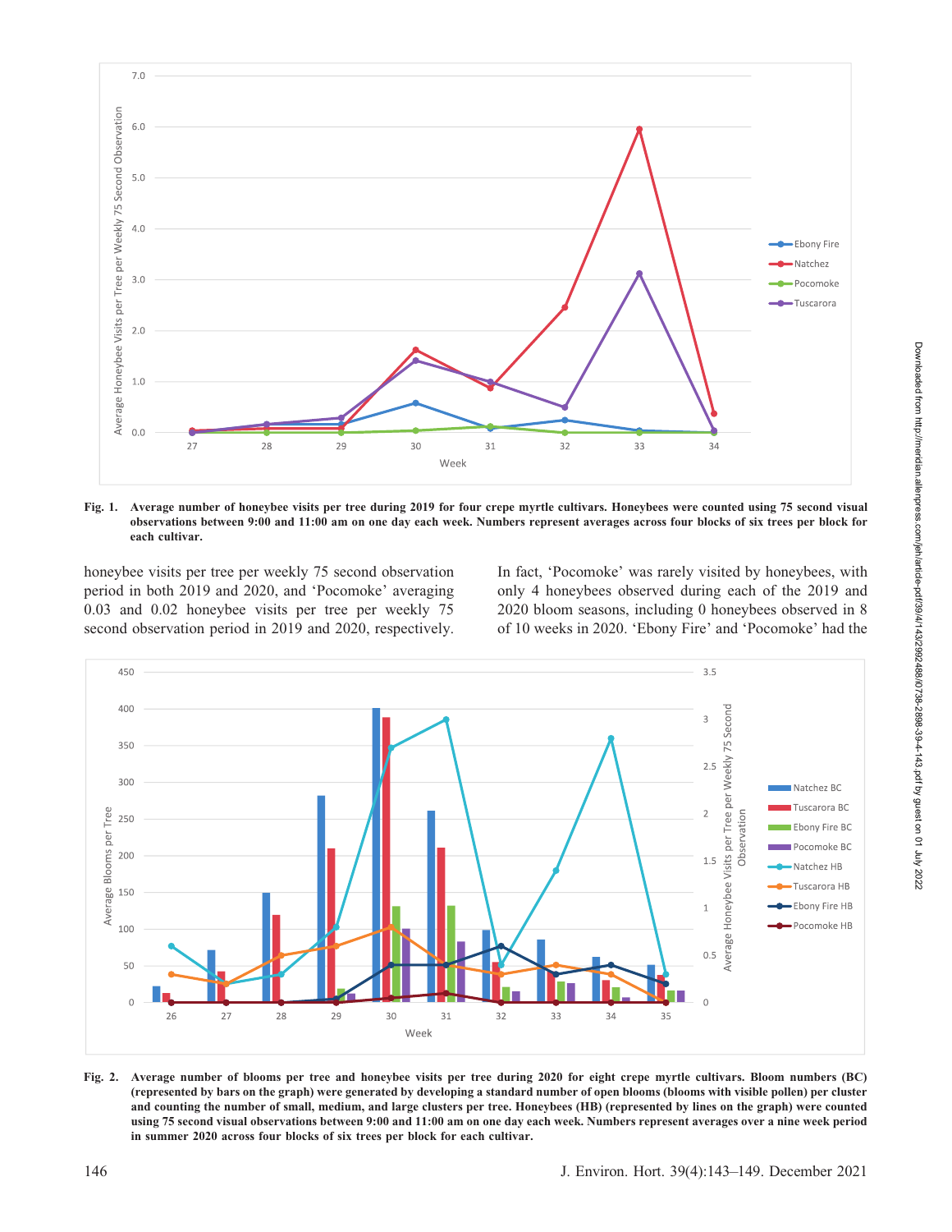**Fig. 1. Average number of honeybee visits per tree during 2019 for four crepe myrtle cultivars. Honeybees were counted using 75 second visual observations between 9:00 and 11:00 am on one day each week. Numbers represent averages across four blocks of six trees per block for each cultivar.**

honeybee visits per tree per weekly 75 second observation period in both 2019 and 2020, and 'Pocomoke' averaging 0.03 and 0.02 honeybee visits per tree per weekly 75 second observation period in 2019 and 2020, respectively. In fact, 'Pocomoke' was rarely visited by honeybees, with only 4 honeybees observed during each of the 2019 and 2020 bloom seasons, including 0 honeybees observed in 8 of 10 weeks in 2020. 'Ebony Fire' and 'Pocomoke' had the

**Fig. 2. Average number of blooms per tree and honeybee visits per tree during 2020 for eight crepe myrtle cultivars. Bloom numbers (BC) (represented by bars on the graph) were generated by developing a standard number of open blooms (blooms with visible pollen) per cluster and counting the number of small, medium, and large clusters per tree. Honeybees (HB) (represented by lines on the graph) were counted using 75 second visual observations between 9:00 and 11:00 am on one day each week. Numbers represent averages over a nine week period in summer 2020 across four blocks of six trees per block for each cultivar.**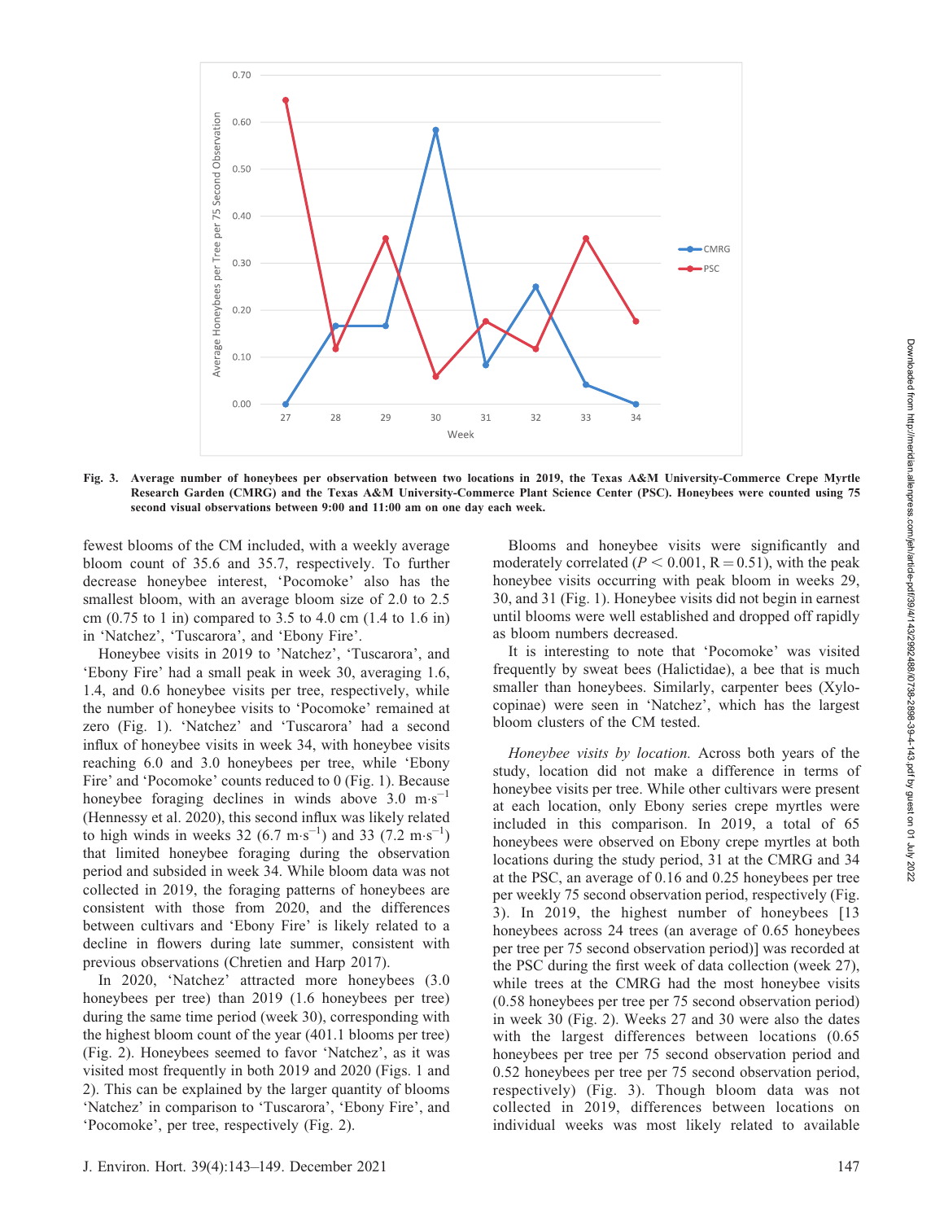Fig. 3. Average number of honeybees per observation between two locations in 2019, the Texas A&M University-Commerce Crepe Myrtle Research Garden (CMRG) and the Texas A&M University-Commerce Plant Science Center (PSC). Honeybees were counted using 75 second visual observations between 9:00 and 11:00 am on one day each week.

fewest blooms of the CM included, with a weekly average bloom count of 35.6 and 35.7, respectively. To further decrease honeybee interest, 'Pocomoke' also has the smallest bloom, with an average bloom size of 2.0 to 2.5 cm (0.75 to 1 in) compared to 3.5 to 4.0 cm (1.4 to 1.6 in) in 'Natchez', 'Tuscarora', and 'Ebony Fire'.

Honeybee visits in 2019 to 'Natchez', 'Tuscarora', and 'Ebony Fire' had a small peak in week 30, averaging 1.6, 1.4, and 0.6 honeybee visits per tree, respectively, while the number of honeybee visits to 'Pocomoke' remained at zero (Fig. 1). 'Natchez' and 'Tuscarora' had a second influx of honeybee visits in week 34, with honeybee visits reaching 6.0 and 3.0 honeybees per tree, while 'Ebony Fire' and 'Pocomoke' counts reduced to 0 (Fig. 1). Because honeybee foraging declines in winds above 3.0 $m \cdot s^{-1}$ (Hennessy et al. 2020), this second influx was likely related to high winds in weeks 32 (6.7 $m \cdot s^{-1}$) and 33 (7.2 $m \cdot s^{-1}$) that limited honeybee foraging during the observation period and subsided in week 34. While bloom data was not collected in 2019, the foraging patterns of honeybees are consistent with those from 2020, and the differences between cultivars and 'Ebony Fire' is likely related to a decline in flowers during late summer, consistent with previous observations (Chretien and Harp 2017).

In 2020, 'Natchez' attracted more honeybees (3.0 honeybees per tree) than 2019 (1.6 honeybees per tree) during the same time period (week 30), corresponding with the highest bloom count of the year (401.1 blooms per tree) (Fig. 2). Honeybees seemed to favor 'Natchez', as it was visited most frequently in both 2019 and 2020 (Figs. 1 and 2). This can be explained by the larger quantity of blooms 'Natchez' in comparison to 'Tuscarora', 'Ebony Fire', and 'Pocomoke', per tree, respectively (Fig. 2).

Blooms and honeybee visits were significantly and moderately correlated ($P < 0.001$, R = 0.51), with the peak honeybee visits occurring with peak bloom in weeks 29, 30, and 31 (Fig. 1). Honeybee visits did not begin in earnest until blooms were well established and dropped off rapidly as bloom numbers decreased.

It is interesting to note that 'Pocomoke' was visited frequently by sweat bees (Halictidae), a bee that is much smaller than honeybees. Similarly, carpenter bees (Xylocopinae) were seen in 'Natchez', which has the largest bloom clusters of the CM tested.

*Honeybee visits by location.* Across both years of the study, location did not make a difference in terms of honeybee visits per tree. While other cultivars were present at each location, only Ebony series crepe myrtles were included in this comparison. In 2019, a total of 65 honeybees were observed on Ebony crepe myrtles at both locations during the study period, 31 at the CMRG and 34 at the PSC, an average of 0.16 and 0.25 honeybees per tree per weekly 75 second observation period, respectively (Fig. 3). In 2019, the highest number of honeybees [13 honeybees across 24 trees (an average of 0.65 honeybees per tree per 75 second observation period)] was recorded at the PSC during the first week of data collection (week 27), while trees at the CMRG had the most honeybee visits (0.58 honeybees per tree per 75 second observation period) in week 30 (Fig. 2). Weeks 27 and 30 were also the dates with the largest differences between locations (0.65 honeybees per tree per 75 second observation period and 0.52 honeybees per tree per 75 second observation period, respectively) (Fig. 3). Though bloom data was not collected in 2019, differences between locations on individual weeks was most likely related to available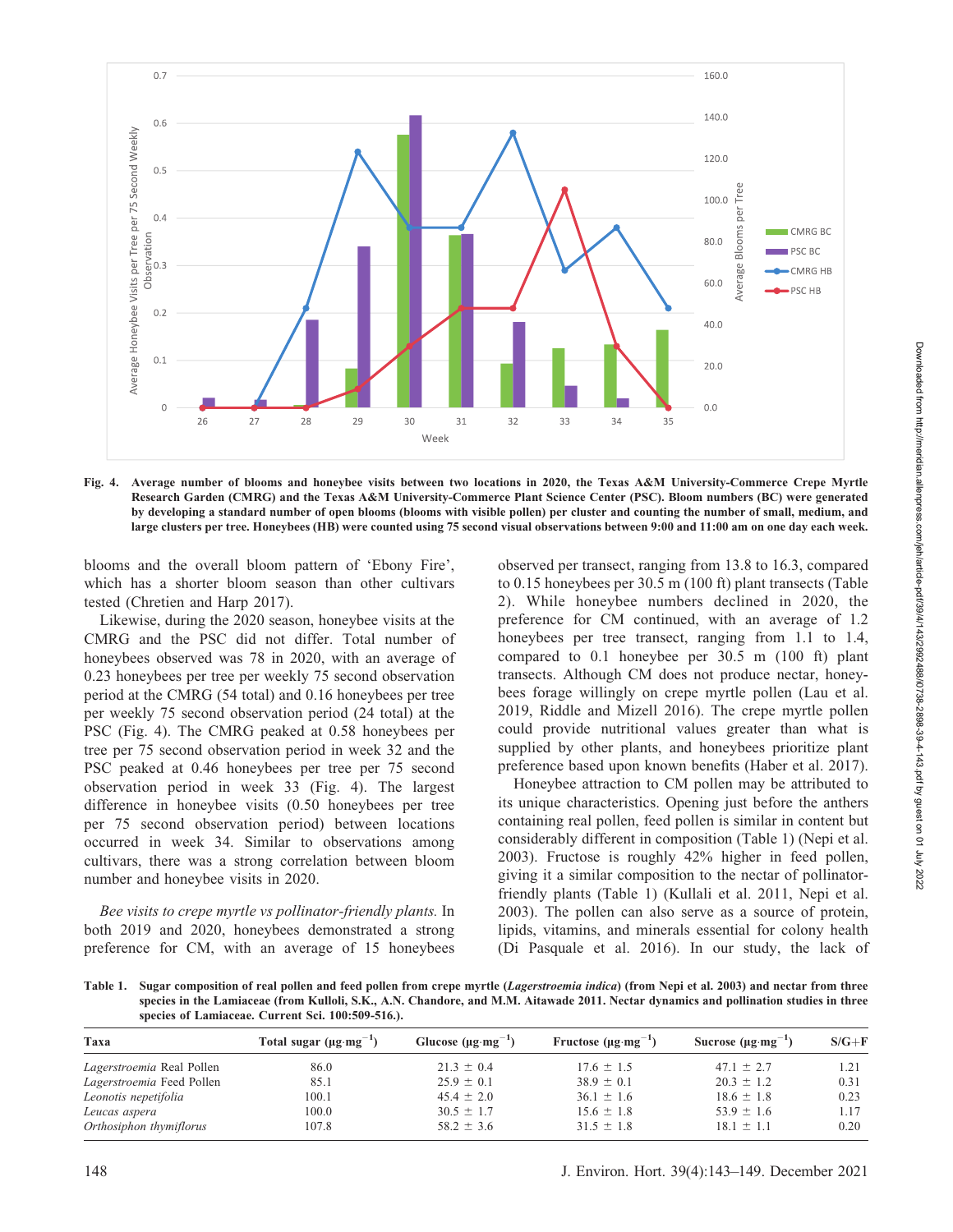Fig. 4. Average number of blooms and honeybee visits between two locations in 2020, the Texas A&M University-Commerce Crepe Myrtle Research Garden (CMRG) and the Texas A&M University-Commerce Plant Science Center (PSC). Bloom numbers (BC) were generated by developing a standard number of open blooms (blooms with visible pollen) per cluster and counting the number of small, medium, and large clusters per tree. Honeybees (HB) were counted using 75 second visual observations between 9:00 and 11:00 am on one day each week.

blooms and the overall bloom pattern of 'Ebony Fire', which has a shorter bloom season than other cultivars tested (Chretien and Harp 2017).

Likewise, during the 2020 season, honeybee visits at the CMRG and the PSC did not differ. Total number of honeybees observed was 78 in 2020, with an average of 0.23 honeybees per tree per weekly 75 second observation period at the CMRG (54 total) and 0.16 honeybees per tree per weekly 75 second observation period (24 total) at the PSC (Fig. 4). The CMRG peaked at 0.58 honeybees per tree per 75 second observation period in week 32 and the PSC peaked at 0.46 honeybees per tree per 75 second observation period in week 33 (Fig. 4). The largest difference in honeybee visits (0.50 honeybees per tree per 75 second observation period) between locations occurred in week 34. Similar to observations among cultivars, there was a strong correlation between bloom number and honeybee visits in 2020.

*Bee visits to crepe myrtle vs pollinator-friendly plants.* In both 2019 and 2020, honeybees demonstrated a strong preference for CM, with an average of 15 honeybees observed per transect, ranging from 13.8 to 16.3, compared to 0.15 honeybees per 30.5 m (100 ft) plant transects (Table 2). While honeybee numbers declined in 2020, the preference for CM continued, with an average of 1.2 honeybees per tree transect, ranging from 1.1 to 1.4, compared to 0.1 honeybee per 30.5 m (100 ft) plant transects. Although CM does not produce nectar, honeybees forage willingly on crepe myrtle pollen (Lau et al. 2019, Riddle and Mizell 2016). The crepe myrtle pollen could provide nutritional values greater than what is supplied by other plants, and honeybees prioritize plant preference based upon known benefits (Haber et al. 2017).

Honeybee attraction to CM pollen may be attributed to its unique characteristics. Opening just before the anthers containing real pollen, feed pollen is similar in content but considerably different in composition (Table 1) (Nepi et al. 2003). Fructose is roughly 42% higher in feed pollen, giving it a similar composition to the nectar of pollinator-friendly plants (Table 1) (Kullali et al. 2011, Nepi et al. 2003). The pollen can also serve as a source of protein, lipids, vitamins, and minerals essential for colony health (Di Pasquale et al. 2016). In our study, the lack of

**Table 1. Sugar composition of real pollen and feed pollen from crepe myrtle (*Lagerstroemia indica*) (from Nepi et al. 2003) and nectar from three species in the Lamiaceae (from Kulloli, S.K., A.N. Chandore, and M.M. Aitawade 2011. Nectar dynamics and pollination studies in three species of Lamiaceae. Current Sci. 100:509-516.).**

| Taxa | Total sugar ($\mu g \cdot mg^{-1}$) | Glucose ($\mu g \cdot mg^{-1}$) | Fructose ($\mu g \cdot mg^{-1}$) | Sucrose ($\mu g \cdot mg^{-1}$) | S/G+F |
|---|---|---|---|---|---|
| *Lagerstroemia* Real Pollen | 86.0 | 21.3 ± 0.4 | 17.6 ± 1.5 | 47.1 ± 2.7 | 1.21 |
| *Lagerstroemia* Feed Pollen | 85.1 | 25.9 ± 0.1 | 38.9 ± 0.1 | 20.3 ± 1.2 | 0.31 |
| *Leonotis nepetifolia* | 100.1 | 45.4 ± 2.0 | 36.1 ± 1.6 | 18.6 ± 1.8 | 0.23 |
| *Leucas aspera* | 100.0 | 30.5 ± 1.7 | 15.6 ± 1.8 | 53.9 ± 1.6 | 1.17 |
| *Orthosiphon thymiflorus* | 107.8 | 58.2 ± 3.6 | 31.5 ± 1.8 | 18.1 ± 1.1 | 0.20 |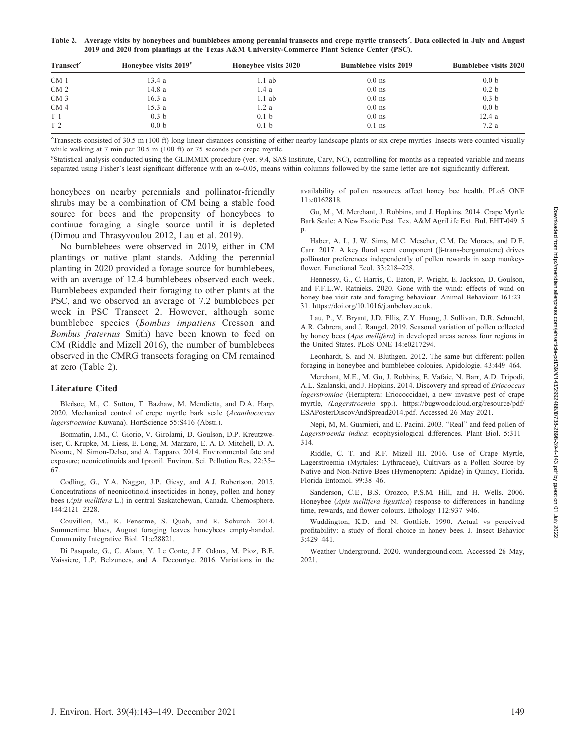**Table 2. Average visits by honeybees and bumblebees among perennial transects and crepe myrtle transects[z]. Data collected in July and August 2019 and 2020 from plantings at the Texas A&M University-Commerce Plant Science Center (PSC).**

| Transect[z] | Honeybee visits 2019[y] | Honeybee visits 2020 | Bumblebee visits 2019 | Bumblebee visits 2020 |
|---|---|---|---|---|
| CM 1 | 13.4 a | 1.1 ab | 0.0 ns | 0.0 b |
| CM 2 | 14.8 a | 1.4 a | 0.0 ns | 0.2 b |
| CM 3 | 16.3 a | 1.1 ab | 0.0 ns | 0.3 b |
| CM 4 | 15.3 a | 1.2 a | 0.0 ns | 0.0 b |
| T 1 | 0.3 b | 0.1 b | 0.0 ns | 12.4 a |
| T 2 | 0.0 b | 0.1 b | 0.1 ns | 7.2 a |

[z]Transects consisted of 30.5 m (100 ft) long linear distances consisting of either nearby landscape plants or six crepe myrtles. Insects were counted visually while walking at 7 min per 30.5 m (100 ft) or 75 seconds per crepe myrtle.

[y]Statistical analysis conducted using the GLIMMIX procedure (ver. 9.4, SAS Institute, Cary, NC), controlling for months as a repeated variable and means separated using Fisher's least significant difference with an $\alpha$=0.05, means within columns followed by the same letter are not significantly different.

honeybees on nearby perennials and pollinator-friendly shrubs may be a combination of CM being a stable food source for bees and the propensity of honeybees to continue foraging a single source until it is depleted (Dimou and Thrasyvoulou 2012, Lau et al. 2019).

No bumblebees were observed in 2019, either in CM plantings or native plant stands. Adding the perennial planting in 2020 provided a forage source for bumblebees, with an average of 12.4 bumblebees observed each week. Bumblebees expanded their foraging to other plants at the PSC, and we observed an average of 7.2 bumblebees per week in PSC Transect 2. However, although some bumblebee species (*Bombus impatiens* Cresson and *Bombus fraternus* Smith) have been known to feed on CM (Riddle and Mizell 2016), the number of bumblebees observed in the CMRG transects foraging on CM remained at zero (Table 2).

## Literature Cited

Bledsoe, M., C. Sutton, T. Bazhaw, M. Mendietta, and D.A. Harp. 2020. Mechanical control of crepe myrtle bark scale (*Acanthococcus lagerstroemiae* Kuwana). HortScience 55:S416 (Abstr.).

Bonmatin, J.M., C. Giorio, V. Girolami, D. Goulson, D.P. Kreutzweiser, C. Krupke, M. Liess, E. Long, M. Marzaro, E. A. D. Mitchell, D. A. Noome, N. Simon-Delso, and A. Tapparo. 2014. Environmental fate and exposure; neonicotinoids and fipronil. Environ. Sci. Pollution Res. 22:35–67.

Codling, G., Y.A. Naggar, J.P. Giesy, and A.J. Robertson. 2015. Concentrations of neonicotinoid insecticides in honey, pollen and honey bees (*Apis mellifera* L.) in central Saskatchewan, Canada. Chemosphere. 144:2121–2328.

Couvillon, M., K. Fensome, S. Quah, and R. Schurch. 2014. Summertime blues, August foraging leaves honeybees empty-handed. Community Integrative Biol. 71:e28821.

Di Pasquale, G., C. Alaux, Y. Le Conte, J.F. Odoux, M. Pioz, B.E. Vaissiere, L.P. Belzunces, and A. Decourtye. 2016. Variations in the availability of pollen resources affect honey bee health. PLoS ONE 11:e0162818.

Gu, M., M. Merchant, J. Robbins, and J. Hopkins. 2014. Crape Myrtle Bark Scale: A New Exotic Pest. Tex. A&M AgriLife Ext. Bul. EHT-049. 5 p.

Haber, A. I., J. W. Sims, M.C. Mescher, C.M. De Moraes, and D.E. Carr. 2017. A key floral scent component (β-trans-bergamotene) drives pollinator preferences independently of pollen rewards in seep monkeyflower. Functional Ecol. 33:218–228.

Hennessy, G., C. Harris, C. Eaton, P. Wright, E. Jackson, D. Goulson, and F.F.L.W. Ratnieks. 2020. Gone with the wind: effects of wind on honey bee visit rate and foraging behaviour. Animal Behaviour 161:23–31. https://doi.org/10.1016/j.anbehav.ac.uk.

Lau, P., V. Bryant, J.D. Ellis, Z.Y. Huang, J. Sullivan, D.R. Schmehl, A.R. Cabrera, and J. Rangel. 2019. Seasonal variation of pollen collected by honey bees (*Apis mellifera*) in developed areas across four regions in the United States. PLoS ONE 14:e0217294.

Leonhardt, S. and N. Bluthgen. 2012. The same but different: pollen foraging in honeybee and bumblebee colonies. Apidologie. 43:449–464.

Merchant, M.E., M. Gu, J. Robbins, E. Vafaie, N. Barr, A.D. Tripodi, A.L. Szalanski, and J. Hopkins. 2014. Discovery and spread of *Eriococcus lagerstromiae* (Hemiptera: Eriococcidae), a new invasive pest of crape myrtle, *(Lagerstroemia* spp.). https://bugwoodcloud.org/resource/pdf/ESAPosterDiscovAndSpread2014.pdf. Accessed 26 May 2021.

Nepi, M, M. Guarnieri, and E. Pacini. 2003. "Real" and feed pollen of *Lagerstroemia indica*: ecophysiological differences. Plant Biol. 5:311–314.

Riddle, C. T. and R.F. Mizell III. 2016. Use of Crape Myrtle, Lagerstroemia (Myrtales: Lythraceae), Cultivars as a Pollen Source by Native and Non-Native Bees (Hymenoptera: Apidae) in Quincy, Florida. Florida Entomol. 99:38–46.

Sanderson, C.E., B.S. Orozco, P.S.M. Hill, and H. Wells. 2006. Honeybee (*Apis mellifera ligustica*) response to differences in handling time, rewards, and flower colours. Ethology 112:937–946.

Waddington, K.D. and N. Gottlieb. 1990. Actual vs perceived profitability: a study of floral choice in honey bees. J. Insect Behavior 3:429–441.

Weather Underground. 2020. wunderground.com. Accessed 26 May, 2021.